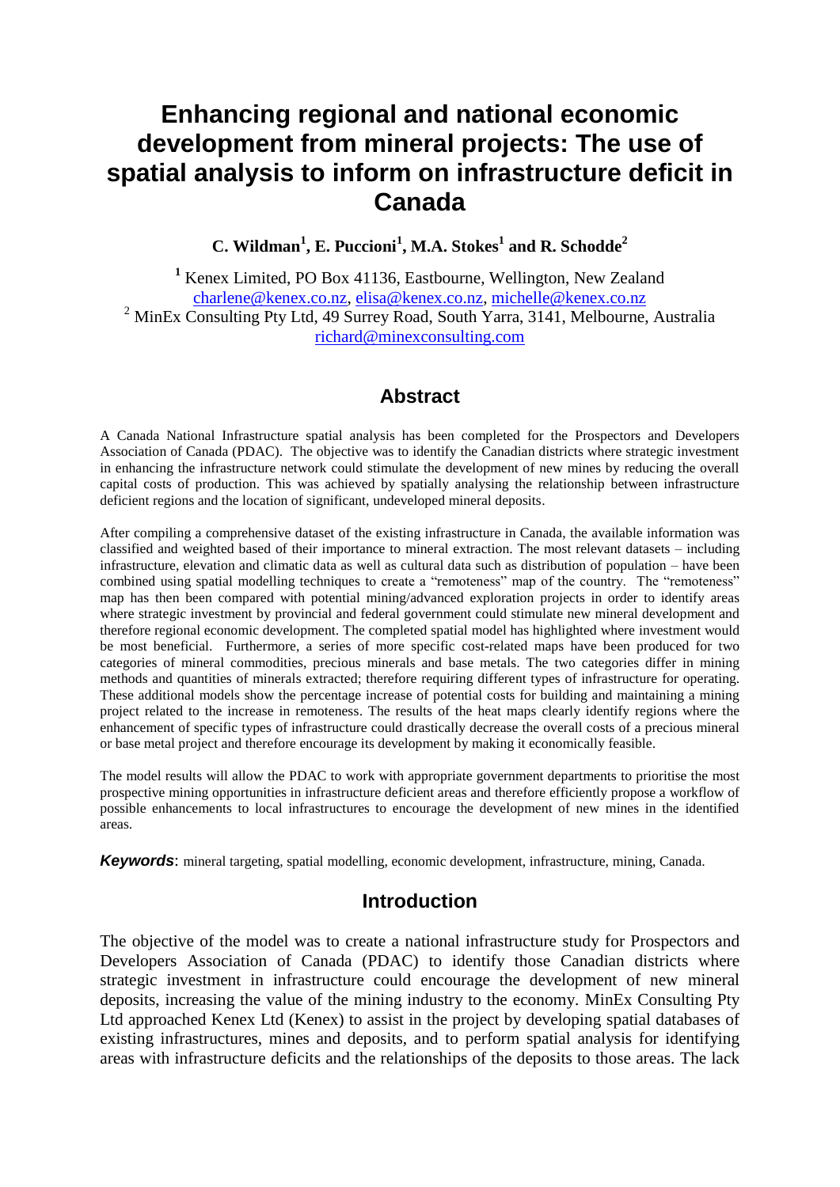# Enhancing regional and national economic development from mineral projects: The use of spatial analysis to inform on infrastructure deficit in Canada

**C. Wildman[1], E. Puccioni[1], M.A. Stokes[1] and R. Schodde[2]**

[1] Kenex Limited, PO Box 41136, Eastbourne, Wellington, New Zealand
charlene@kenex.co.nz, elisa@kenex.co.nz, michelle@kenex.co.nz
[2] MinEx Consulting Pty Ltd, 49 Surrey Road, South Yarra, 3141, Melbourne, Australia
richard@minexconsulting.com

## Abstract

A Canada National Infrastructure spatial analysis has been completed for the Prospectors and Developers Association of Canada (PDAC). The objective was to identify the Canadian districts where strategic investment in enhancing the infrastructure network could stimulate the development of new mines by reducing the overall capital costs of production. This was achieved by spatially analysing the relationship between infrastructure deficient regions and the location of significant, undeveloped mineral deposits.

After compiling a comprehensive dataset of the existing infrastructure in Canada, the available information was classified and weighted based of their importance to mineral extraction. The most relevant datasets – including infrastructure, elevation and climatic data as well as cultural data such as distribution of population – have been combined using spatial modelling techniques to create a "remoteness" map of the country. The "remoteness" map has then been compared with potential mining/advanced exploration projects in order to identify areas where strategic investment by provincial and federal government could stimulate new mineral development and therefore regional economic development. The completed spatial model has highlighted where investment would be most beneficial. Furthermore, a series of more specific cost-related maps have been produced for two categories of mineral commodities, precious minerals and base metals. The two categories differ in mining methods and quantities of minerals extracted; therefore requiring different types of infrastructure for operating. These additional models show the percentage increase of potential costs for building and maintaining a mining project related to the increase in remoteness. The results of the heat maps clearly identify regions where the enhancement of specific types of infrastructure could drastically decrease the overall costs of a precious mineral or base metal project and therefore encourage its development by making it economically feasible.

The model results will allow the PDAC to work with appropriate government departments to prioritise the most prospective mining opportunities in infrastructure deficient areas and therefore efficiently propose a workflow of possible enhancements to local infrastructures to encourage the development of new mines in the identified areas.

***Keywords***: mineral targeting, spatial modelling, economic development, infrastructure, mining, Canada.

## Introduction

The objective of the model was to create a national infrastructure study for Prospectors and Developers Association of Canada (PDAC) to identify those Canadian districts where strategic investment in infrastructure could encourage the development of new mineral deposits, increasing the value of the mining industry to the economy. MinEx Consulting Pty Ltd approached Kenex Ltd (Kenex) to assist in the project by developing spatial databases of existing infrastructures, mines and deposits, and to perform spatial analysis for identifying areas with infrastructure deficits and the relationships of the deposits to those areas. The lack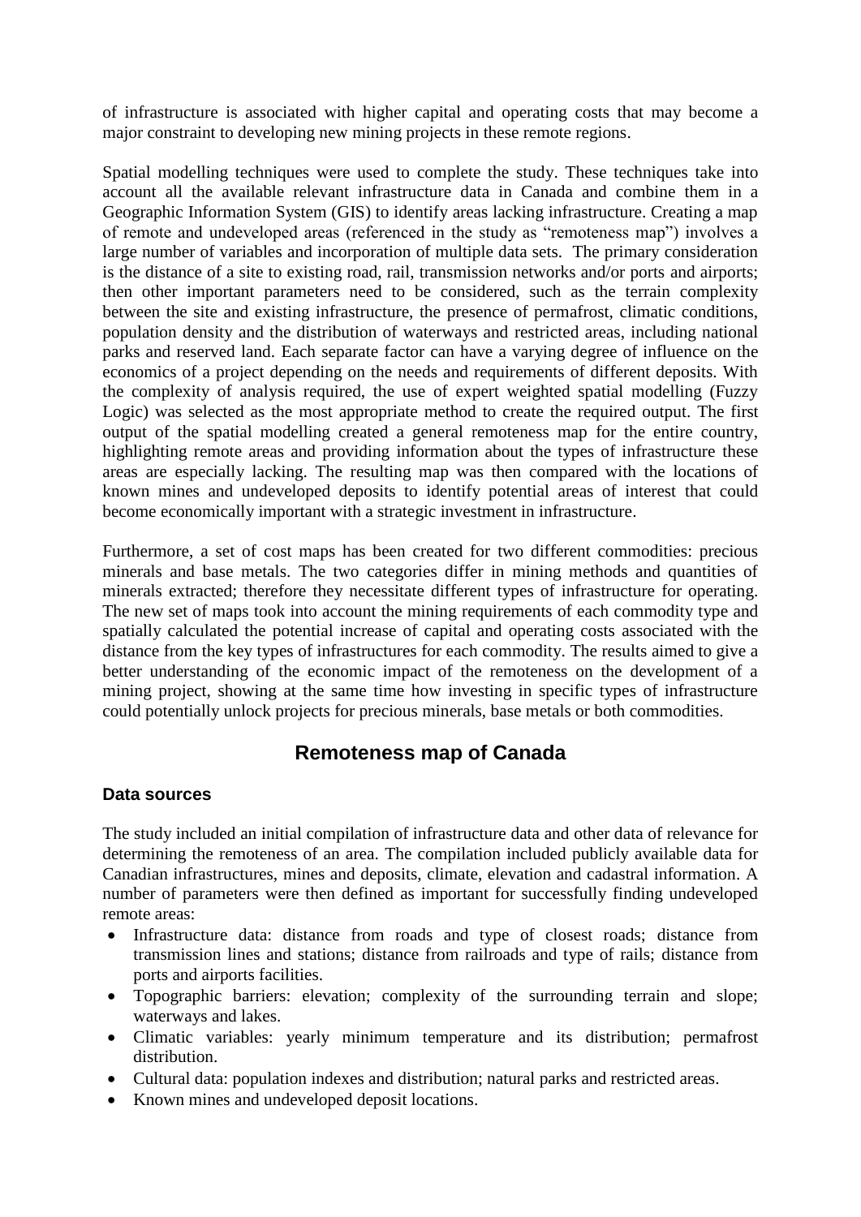of infrastructure is associated with higher capital and operating costs that may become a major constraint to developing new mining projects in these remote regions.

Spatial modelling techniques were used to complete the study. These techniques take into account all the available relevant infrastructure data in Canada and combine them in a Geographic Information System (GIS) to identify areas lacking infrastructure. Creating a map of remote and undeveloped areas (referenced in the study as "remoteness map") involves a large number of variables and incorporation of multiple data sets. The primary consideration is the distance of a site to existing road, rail, transmission networks and/or ports and airports; then other important parameters need to be considered, such as the terrain complexity between the site and existing infrastructure, the presence of permafrost, climatic conditions, population density and the distribution of waterways and restricted areas, including national parks and reserved land. Each separate factor can have a varying degree of influence on the economics of a project depending on the needs and requirements of different deposits. With the complexity of analysis required, the use of expert weighted spatial modelling (Fuzzy Logic) was selected as the most appropriate method to create the required output. The first output of the spatial modelling created a general remoteness map for the entire country, highlighting remote areas and providing information about the types of infrastructure these areas are especially lacking. The resulting map was then compared with the locations of known mines and undeveloped deposits to identify potential areas of interest that could become economically important with a strategic investment in infrastructure.

Furthermore, a set of cost maps has been created for two different commodities: precious minerals and base metals. The two categories differ in mining methods and quantities of minerals extracted; therefore they necessitate different types of infrastructure for operating. The new set of maps took into account the mining requirements of each commodity type and spatially calculated the potential increase of capital and operating costs associated with the distance from the key types of infrastructures for each commodity. The results aimed to give a better understanding of the economic impact of the remoteness on the development of a mining project, showing at the same time how investing in specific types of infrastructure could potentially unlock projects for precious minerals, base metals or both commodities.

## Remoteness map of Canada

### Data sources

The study included an initial compilation of infrastructure data and other data of relevance for determining the remoteness of an area. The compilation included publicly available data for Canadian infrastructures, mines and deposits, climate, elevation and cadastral information. A number of parameters were then defined as important for successfully finding undeveloped remote areas:

- Infrastructure data: distance from roads and type of closest roads; distance from transmission lines and stations; distance from railroads and type of rails; distance from ports and airports facilities.
- Topographic barriers: elevation; complexity of the surrounding terrain and slope; waterways and lakes.
- Climatic variables: yearly minimum temperature and its distribution; permafrost distribution.
- Cultural data: population indexes and distribution; natural parks and restricted areas.
- Known mines and undeveloped deposit locations.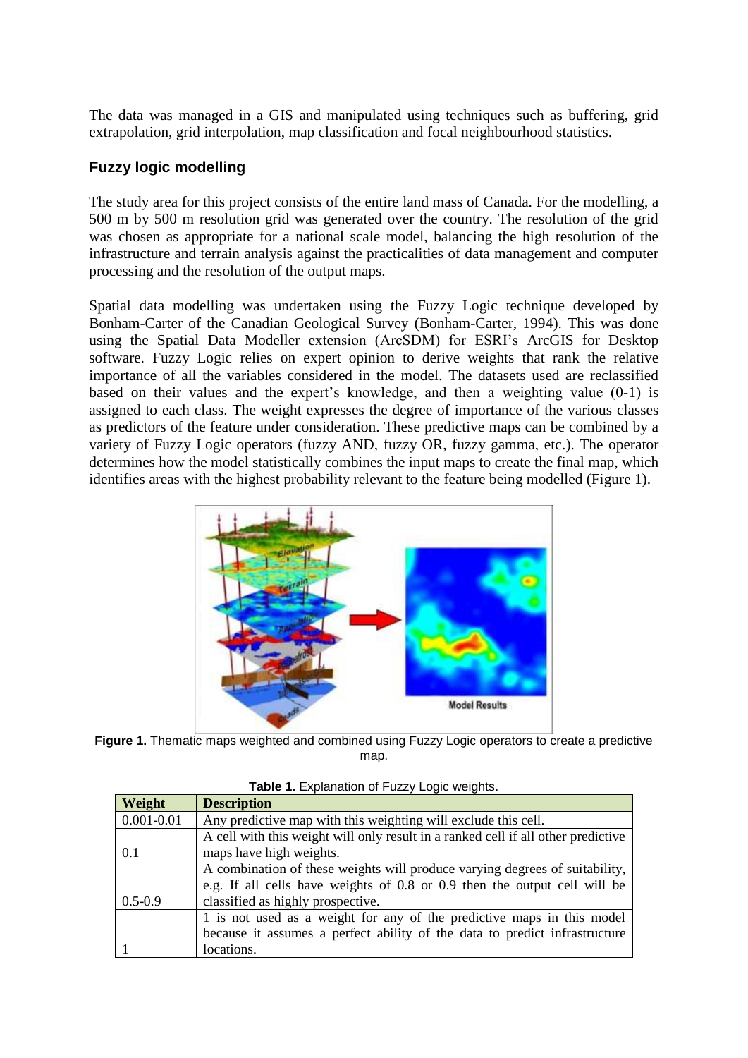The data was managed in a GIS and manipulated using techniques such as buffering, grid extrapolation, grid interpolation, map classification and focal neighbourhood statistics.

## Fuzzy logic modelling

The study area for this project consists of the entire land mass of Canada. For the modelling, a 500 m by 500 m resolution grid was generated over the country. The resolution of the grid was chosen as appropriate for a national scale model, balancing the high resolution of the infrastructure and terrain analysis against the practicalities of data management and computer processing and the resolution of the output maps.

Spatial data modelling was undertaken using the Fuzzy Logic technique developed by Bonham-Carter of the Canadian Geological Survey (Bonham-Carter, 1994). This was done using the Spatial Data Modeller extension (ArcSDM) for ESRI's ArcGIS for Desktop software. Fuzzy Logic relies on expert opinion to derive weights that rank the relative importance of all the variables considered in the model. The datasets used are reclassified based on their values and the expert's knowledge, and then a weighting value (0-1) is assigned to each class. The weight expresses the degree of importance of the various classes as predictors of the feature under consideration. These predictive maps can be combined by a variety of Fuzzy Logic operators (fuzzy AND, fuzzy OR, fuzzy gamma, etc.). The operator determines how the model statistically combines the input maps to create the final map, which identifies areas with the highest probability relevant to the feature being modelled (Figure 1).

**Figure 1.** Thematic maps weighted and combined using Fuzzy Logic operators to create a predictive map.

**Table 1.** Explanation of Fuzzy Logic weights.

| Weight | Description |
|---|---|
| 0.001-0.01 | Any predictive map with this weighting will exclude this cell. |
| 0.1 | A cell with this weight will only result in a ranked cell if all other predictive maps have high weights. |
| 0.5-0.9 | A combination of these weights will produce varying degrees of suitability, e.g. If all cells have weights of 0.8 or 0.9 then the output cell will be classified as highly prospective. |
| 1 | 1 is not used as a weight for any of the predictive maps in this model because it assumes a perfect ability of the data to predict infrastructure locations. |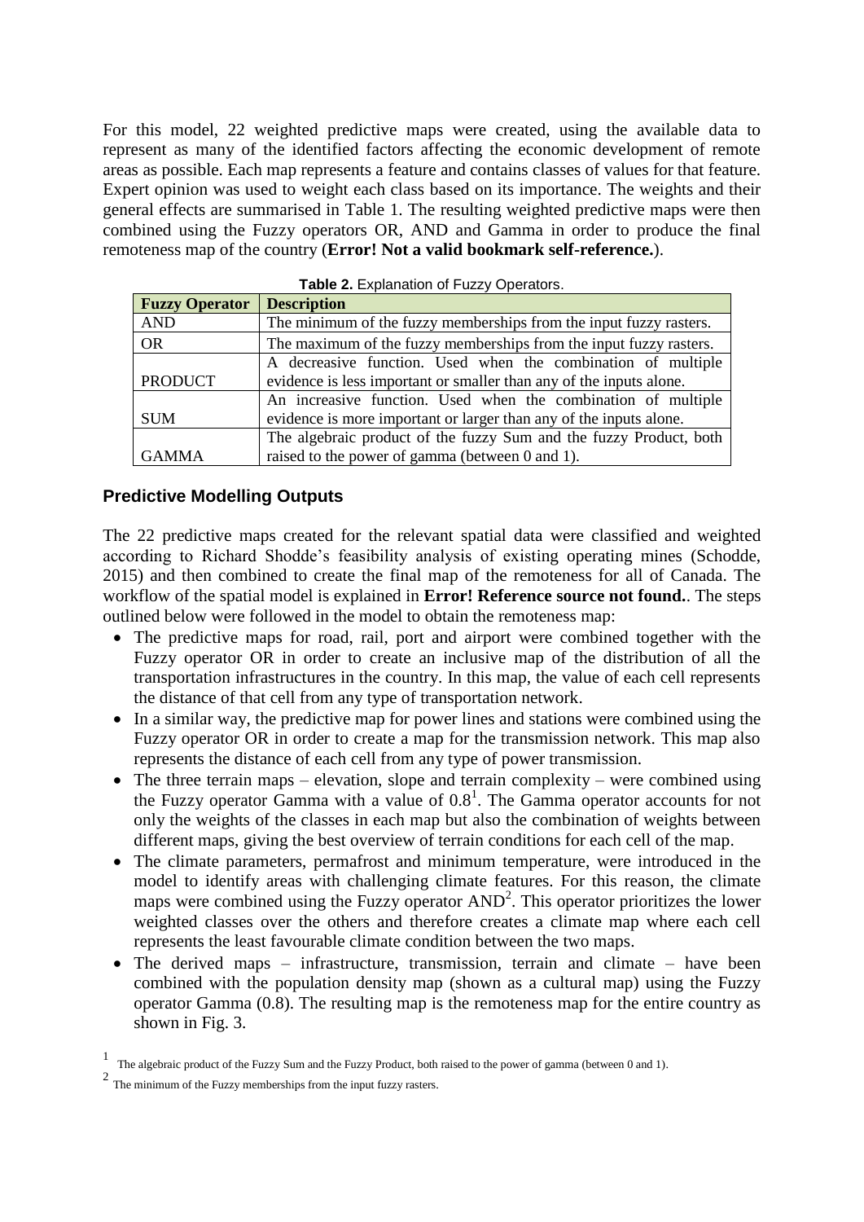For this model, 22 weighted predictive maps were created, using the available data to represent as many of the identified factors affecting the economic development of remote areas as possible. Each map represents a feature and contains classes of values for that feature. Expert opinion was used to weight each class based on its importance. The weights and their general effects are summarised in Table 1. The resulting weighted predictive maps were then combined using the Fuzzy operators OR, AND and Gamma in order to produce the final remoteness map of the country (**Error! Not a valid bookmark self-reference.**).

**Table 2.** Explanation of Fuzzy Operators.

| Fuzzy Operator | Description |
|---|---|
| AND | The minimum of the fuzzy memberships from the input fuzzy rasters. |
| OR | The maximum of the fuzzy memberships from the input fuzzy rasters. |
| PRODUCT | A decreasive function. Used when the combination of multiple evidence is less important or smaller than any of the inputs alone. |
| SUM | An increasive function. Used when the combination of multiple evidence is more important or larger than any of the inputs alone. |
| GAMMA | The algebraic product of the fuzzy Sum and the fuzzy Product, both raised to the power of gamma (between 0 and 1). |

## Predictive Modelling Outputs

The 22 predictive maps created for the relevant spatial data were classified and weighted according to Richard Shodde's feasibility analysis of existing operating mines (Schodde, 2015) and then combined to create the final map of the remoteness for all of Canada. The workflow of the spatial model is explained in **Error! Reference source not found.**. The steps outlined below were followed in the model to obtain the remoteness map:

- The predictive maps for road, rail, port and airport were combined together with the Fuzzy operator OR in order to create an inclusive map of the distribution of all the transportation infrastructures in the country. In this map, the value of each cell represents the distance of that cell from any type of transportation network.
- In a similar way, the predictive map for power lines and stations were combined using the Fuzzy operator OR in order to create a map for the transmission network. This map also represents the distance of each cell from any type of power transmission.
- The three terrain maps – elevation, slope and terrain complexity – were combined using the Fuzzy operator Gamma with a value of 0.8[1]. The Gamma operator accounts for not only the weights of the classes in each map but also the combination of weights between different maps, giving the best overview of terrain conditions for each cell of the map.
- The climate parameters, permafrost and minimum temperature, were introduced in the model to identify areas with challenging climate features. For this reason, the climate maps were combined using the Fuzzy operator AND[2]. This operator prioritizes the lower weighted classes over the others and therefore creates a climate map where each cell represents the least favourable climate condition between the two maps.
- The derived maps – infrastructure, transmission, terrain and climate – have been combined with the population density map (shown as a cultural map) using the Fuzzy operator Gamma (0.8). The resulting map is the remoteness map for the entire country as shown in Fig. 3.

[1] The algebraic product of the Fuzzy Sum and the Fuzzy Product, both raised to the power of gamma (between 0 and 1).

[2] The minimum of the Fuzzy memberships from the input fuzzy rasters.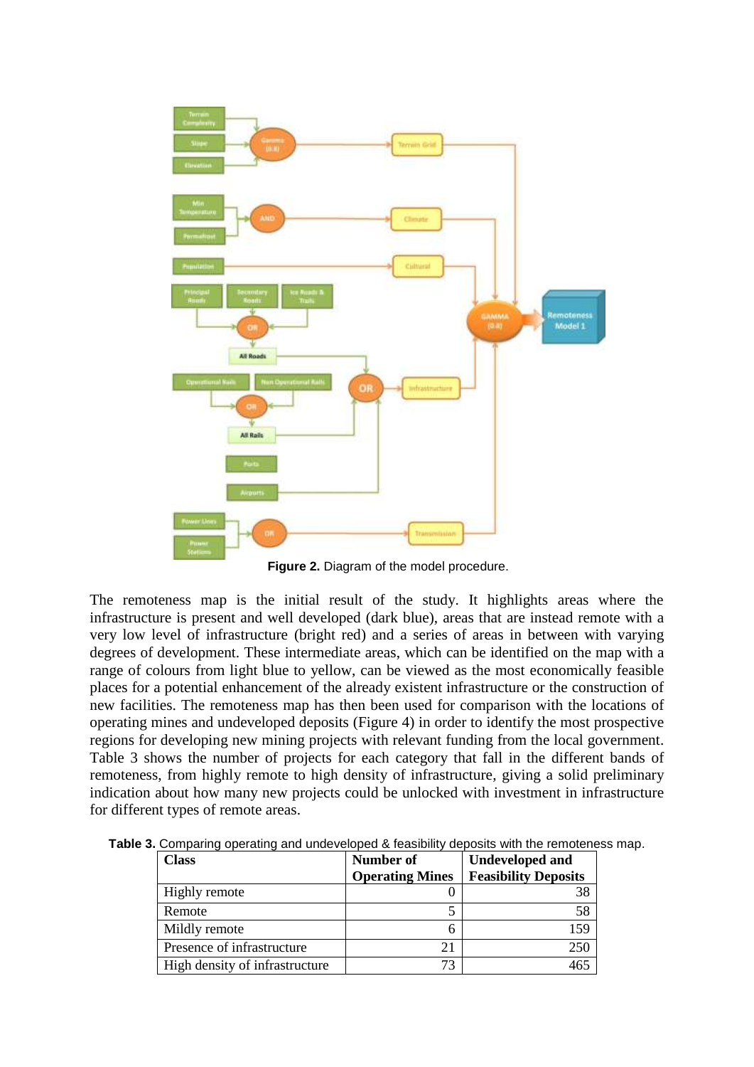**Figure 2.** Diagram of the model procedure.

The remoteness map is the initial result of the study. It highlights areas where the infrastructure is present and well developed (dark blue), areas that are instead remote with a very low level of infrastructure (bright red) and a series of areas in between with varying degrees of development. These intermediate areas, which can be identified on the map with a range of colours from light blue to yellow, can be viewed as the most economically feasible places for a potential enhancement of the already existent infrastructure or the construction of new facilities. The remoteness map has then been used for comparison with the locations of operating mines and undeveloped deposits (Figure 4) in order to identify the most prospective regions for developing new mining projects with relevant funding from the local government. Table 3 shows the number of projects for each category that fall in the different bands of remoteness, from highly remote to high density of infrastructure, giving a solid preliminary indication about how many new projects could be unlocked with investment in infrastructure for different types of remote areas.

**Table 3.** Comparing operating and undeveloped & feasibility deposits with the remoteness map.

| Class | Number of Operating Mines | Undeveloped and Feasibility Deposits |
|---|---|---|
| Highly remote | 0 | 38 |
| Remote | 5 | 58 |
| Mildly remote | 6 | 159 |
| Presence of infrastructure | 21 | 250 |
| High density of infrastructure | 73 | 465 |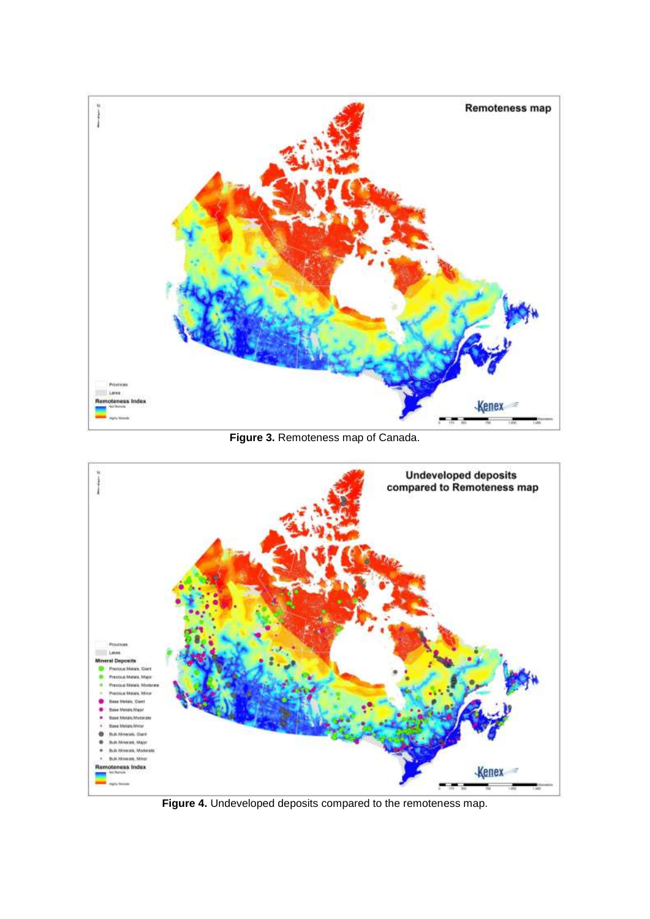**Figure 3.** Remoteness map of Canada.

**Figure 4.** Undeveloped deposits compared to the remoteness map.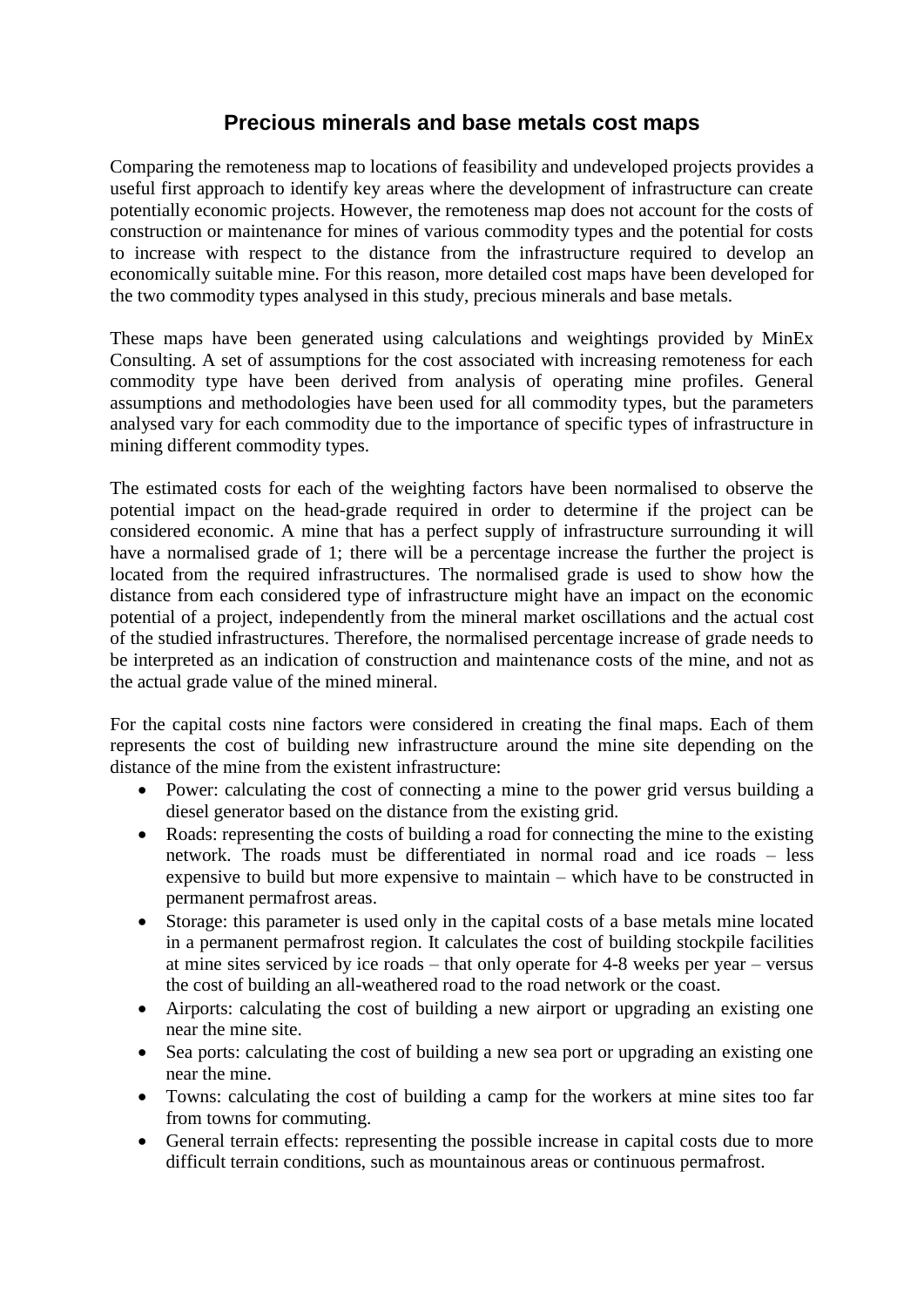## Precious minerals and base metals cost maps

Comparing the remoteness map to locations of feasibility and undeveloped projects provides a useful first approach to identify key areas where the development of infrastructure can create potentially economic projects. However, the remoteness map does not account for the costs of construction or maintenance for mines of various commodity types and the potential for costs to increase with respect to the distance from the infrastructure required to develop an economically suitable mine. For this reason, more detailed cost maps have been developed for the two commodity types analysed in this study, precious minerals and base metals.

These maps have been generated using calculations and weightings provided by MinEx Consulting. A set of assumptions for the cost associated with increasing remoteness for each commodity type have been derived from analysis of operating mine profiles. General assumptions and methodologies have been used for all commodity types, but the parameters analysed vary for each commodity due to the importance of specific types of infrastructure in mining different commodity types.

The estimated costs for each of the weighting factors have been normalised to observe the potential impact on the head-grade required in order to determine if the project can be considered economic. A mine that has a perfect supply of infrastructure surrounding it will have a normalised grade of 1; there will be a percentage increase the further the project is located from the required infrastructures. The normalised grade is used to show how the distance from each considered type of infrastructure might have an impact on the economic potential of a project, independently from the mineral market oscillations and the actual cost of the studied infrastructures. Therefore, the normalised percentage increase of grade needs to be interpreted as an indication of construction and maintenance costs of the mine, and not as the actual grade value of the mined mineral.

For the capital costs nine factors were considered in creating the final maps. Each of them represents the cost of building new infrastructure around the mine site depending on the distance of the mine from the existent infrastructure:

- Power: calculating the cost of connecting a mine to the power grid versus building a diesel generator based on the distance from the existing grid.
- Roads: representing the costs of building a road for connecting the mine to the existing network. The roads must be differentiated in normal road and ice roads – less expensive to build but more expensive to maintain – which have to be constructed in permanent permafrost areas.
- Storage: this parameter is used only in the capital costs of a base metals mine located in a permanent permafrost region. It calculates the cost of building stockpile facilities at mine sites serviced by ice roads – that only operate for 4-8 weeks per year – versus the cost of building an all-weathered road to the road network or the coast.
- Airports: calculating the cost of building a new airport or upgrading an existing one near the mine site.
- Sea ports: calculating the cost of building a new sea port or upgrading an existing one near the mine.
- Towns: calculating the cost of building a camp for the workers at mine sites too far from towns for commuting.
- General terrain effects: representing the possible increase in capital costs due to more difficult terrain conditions, such as mountainous areas or continuous permafrost.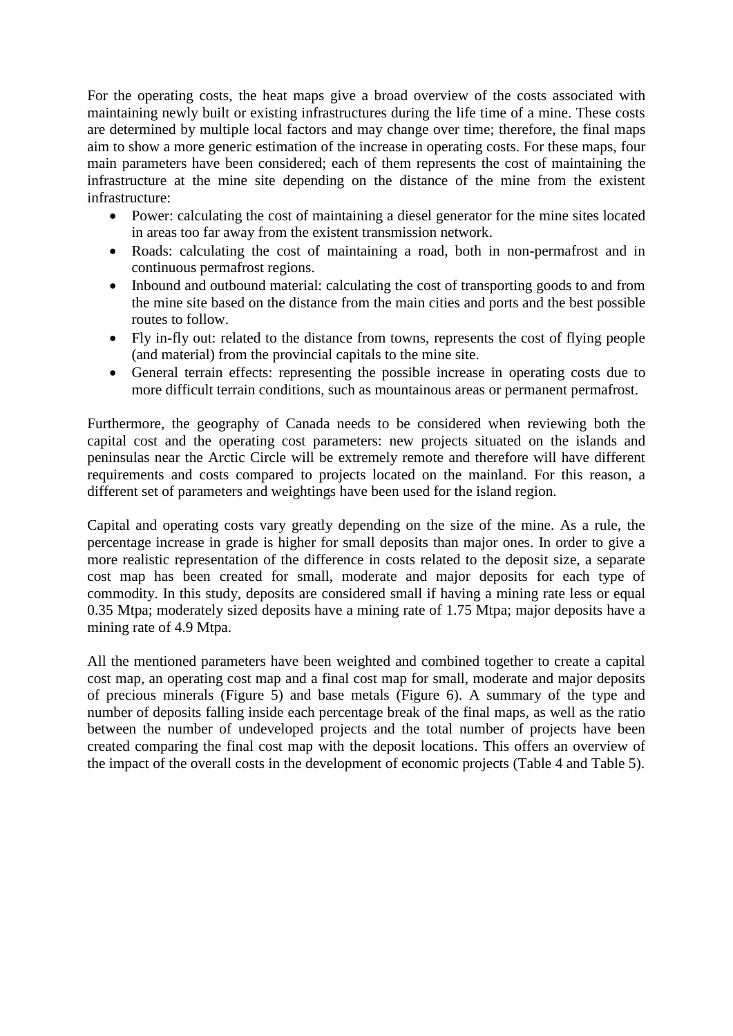For the operating costs, the heat maps give a broad overview of the costs associated with maintaining newly built or existing infrastructures during the life time of a mine. These costs are determined by multiple local factors and may change over time; therefore, the final maps aim to show a more generic estimation of the increase in operating costs. For these maps, four main parameters have been considered; each of them represents the cost of maintaining the infrastructure at the mine site depending on the distance of the mine from the existent infrastructure:

- Power: calculating the cost of maintaining a diesel generator for the mine sites located in areas too far away from the existent transmission network.
- Roads: calculating the cost of maintaining a road, both in non-permafrost and in continuous permafrost regions.
- Inbound and outbound material: calculating the cost of transporting goods to and from the mine site based on the distance from the main cities and ports and the best possible routes to follow.
- Fly in-fly out: related to the distance from towns, represents the cost of flying people (and material) from the provincial capitals to the mine site.
- General terrain effects: representing the possible increase in operating costs due to more difficult terrain conditions, such as mountainous areas or permanent permafrost.

Furthermore, the geography of Canada needs to be considered when reviewing both the capital cost and the operating cost parameters: new projects situated on the islands and peninsulas near the Arctic Circle will be extremely remote and therefore will have different requirements and costs compared to projects located on the mainland. For this reason, a different set of parameters and weightings have been used for the island region.

Capital and operating costs vary greatly depending on the size of the mine. As a rule, the percentage increase in grade is higher for small deposits than major ones. In order to give a more realistic representation of the difference in costs related to the deposit size, a separate cost map has been created for small, moderate and major deposits for each type of commodity. In this study, deposits are considered small if having a mining rate less or equal 0.35 Mtpa; moderately sized deposits have a mining rate of 1.75 Mtpa; major deposits have a mining rate of 4.9 Mtpa.

All the mentioned parameters have been weighted and combined together to create a capital cost map, an operating cost map and a final cost map for small, moderate and major deposits of precious minerals (Figure 5) and base metals (Figure 6). A summary of the type and number of deposits falling inside each percentage break of the final maps, as well as the ratio between the number of undeveloped projects and the total number of projects have been created comparing the final cost map with the deposit locations. This offers an overview of the impact of the overall costs in the development of economic projects (Table 4 and Table 5).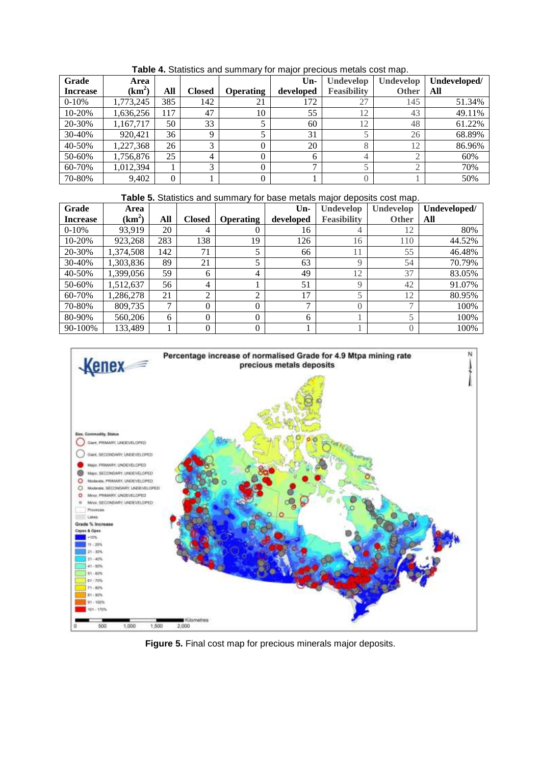**Table 4.** Statistics and summary for major precious metals cost map.

| Grade Increase | Area (km$^2$) | All | Closed | Operating | Un-developed | Undevelop Feasibility | Undevelop Other | Undeveloped/ All |
|---|---|---|---|---|---|---|---|---|
| 0-10% | 1,773,245 | 385 | 142 | 21 | 172 | 27 | 145 | 51.34% |
| 10-20% | 1,636,256 | 117 | 47 | 10 | 55 | 12 | 43 | 49.11% |
| 20-30% | 1,167,717 | 50 | 33 | 5 | 60 | 12 | 48 | 61.22% |
| 30-40% | 920,421 | 36 | 9 | 5 | 31 | 5 | 26 | 68.89% |
| 40-50% | 1,227,368 | 26 | 3 | 0 | 20 | 8 | 12 | 86.96% |
| 50-60% | 1,756,876 | 25 | 4 | 0 | 6 | 4 | 2 | 60% |
| 60-70% | 1,012,394 | 1 | 3 | 0 | 7 | 5 | 2 | 70% |
| 70-80% | 9,402 | 0 | 1 | 0 | 1 | 0 | 1 | 50% |

**Table 5.** Statistics and summary for base metals major deposits cost map.

| Grade Increase | Area (km$^2$) | All | Closed | Operating | Un-developed | Undevelop Feasibility | Undevelop Other | Undeveloped/ All |
|---|---|---|---|---|---|---|---|---|
| 0-10% | 93,919 | 20 | 4 | 0 | 16 | 4 | 12 | 80% |
| 10-20% | 923,268 | 283 | 138 | 19 | 126 | 16 | 110 | 44.52% |
| 20-30% | 1,374,508 | 142 | 71 | 5 | 66 | 11 | 55 | 46.48% |
| 30-40% | 1,303,836 | 89 | 21 | 5 | 63 | 9 | 54 | 70.79% |
| 40-50% | 1,399,056 | 59 | 6 | 4 | 49 | 12 | 37 | 83.05% |
| 50-60% | 1,512,637 | 56 | 4 | 1 | 51 | 9 | 42 | 91.07% |
| 60-70% | 1,286,278 | 21 | 2 | 2 | 17 | 5 | 12 | 80.95% |
| 70-80% | 809,735 | 7 | 0 | 0 | 7 | 0 | 7 | 100% |
| 80-90% | 560,206 | 6 | 0 | 0 | 6 | 1 | 5 | 100% |
| 90-100% | 133,489 | 1 | 0 | 0 | 1 | 1 | 0 | 100% |

**Figure 5.** Final cost map for precious minerals major deposits.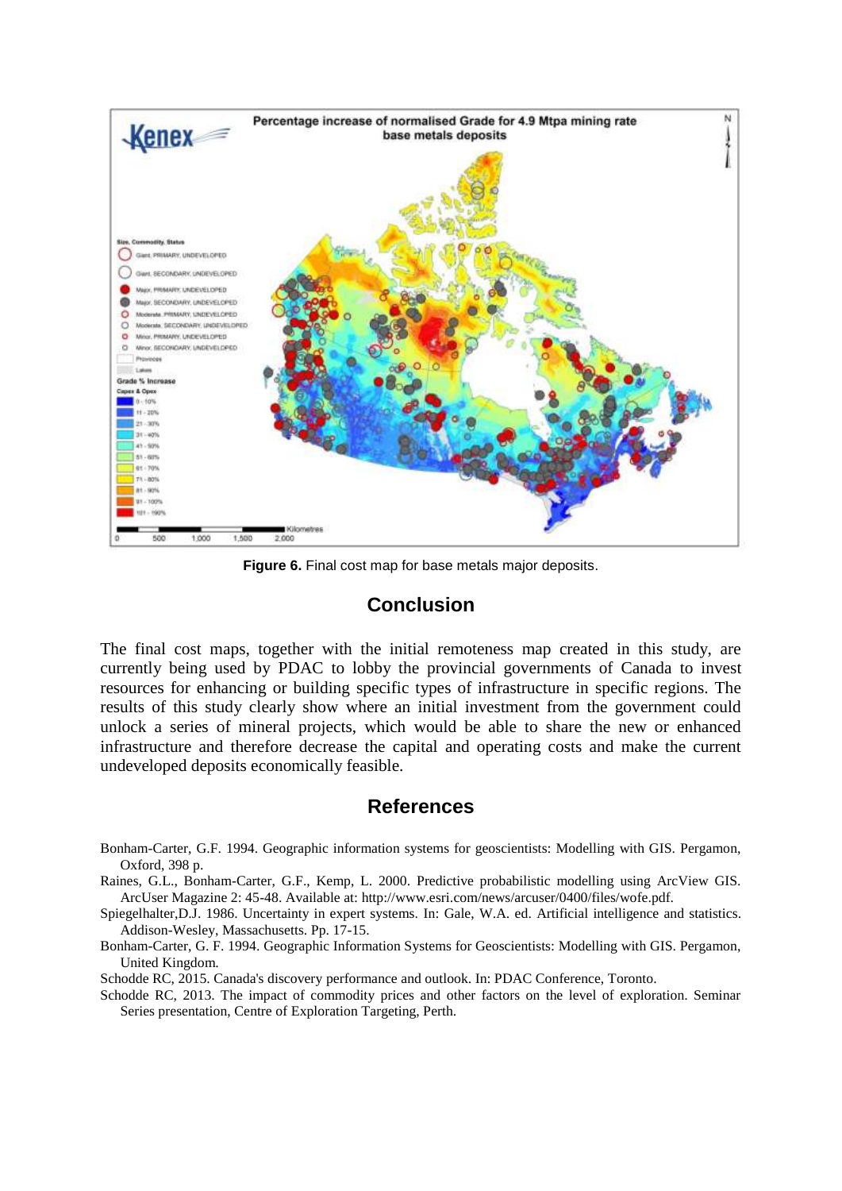Kenex

Percentage increase of normalised Grade for 4.9 Mtpa mining rate
base metals deposits

N

Size, Commodity, Status

Giant, PRIMARY, UNDEVELOPED

Giant, SECONDARY, UNDEVELOPED

Major, PRIMARY, UNDEVELOPED

Major, SECONDARY, UNDEVELOPED

Moderate, PRIMARY, UNDEVELOPED

Moderate, SECONDARY, UNDEVELOPED

Minor, PRIMARY, UNDEVELOPED

Minor, SECONDARY, UNDEVELOPED

Provinces

Lakes

Grade % Increase

Capex & Opex

0 - 10%

11 - 20%

21 - 30%

31 - 40%

41 - 50%

51 - 60%

61 - 70%

71 - 80%

81 - 90%

91 - 100%

101 - 190%

0 500 1,000 1,500 2,000

Kilometres

**Figure 6.** Final cost map for base metals major deposits.

## Conclusion

The final cost maps, together with the initial remoteness map created in this study, are currently being used by PDAC to lobby the provincial governments of Canada to invest resources for enhancing or building specific types of infrastructure in specific regions. The results of this study clearly show where an initial investment from the government could unlock a series of mineral projects, which would be able to share the new or enhanced infrastructure and therefore decrease the capital and operating costs and make the current undeveloped deposits economically feasible.

## References

Bonham-Carter, G.F. 1994. Geographic information systems for geoscientists: Modelling with GIS. Pergamon, Oxford, 398 p.

Raines, G.L., Bonham-Carter, G.F., Kemp, L. 2000. Predictive probabilistic modelling using ArcView GIS. ArcUser Magazine 2: 45-48. Available at: http://www.esri.com/news/arcuser/0400/files/wofe.pdf.

Spiegelhalter,D.J. 1986. Uncertainty in expert systems. In: Gale, W.A. ed. Artificial intelligence and statistics. Addison-Wesley, Massachusetts. Pp. 17-15.

Bonham-Carter, G. F. 1994. Geographic Information Systems for Geoscientists: Modelling with GIS. Pergamon, United Kingdom.

Schodde RC, 2015. Canada's discovery performance and outlook. In: PDAC Conference, Toronto.

Schodde RC, 2013. The impact of commodity prices and other factors on the level of exploration. Seminar Series presentation, Centre of Exploration Targeting, Perth.